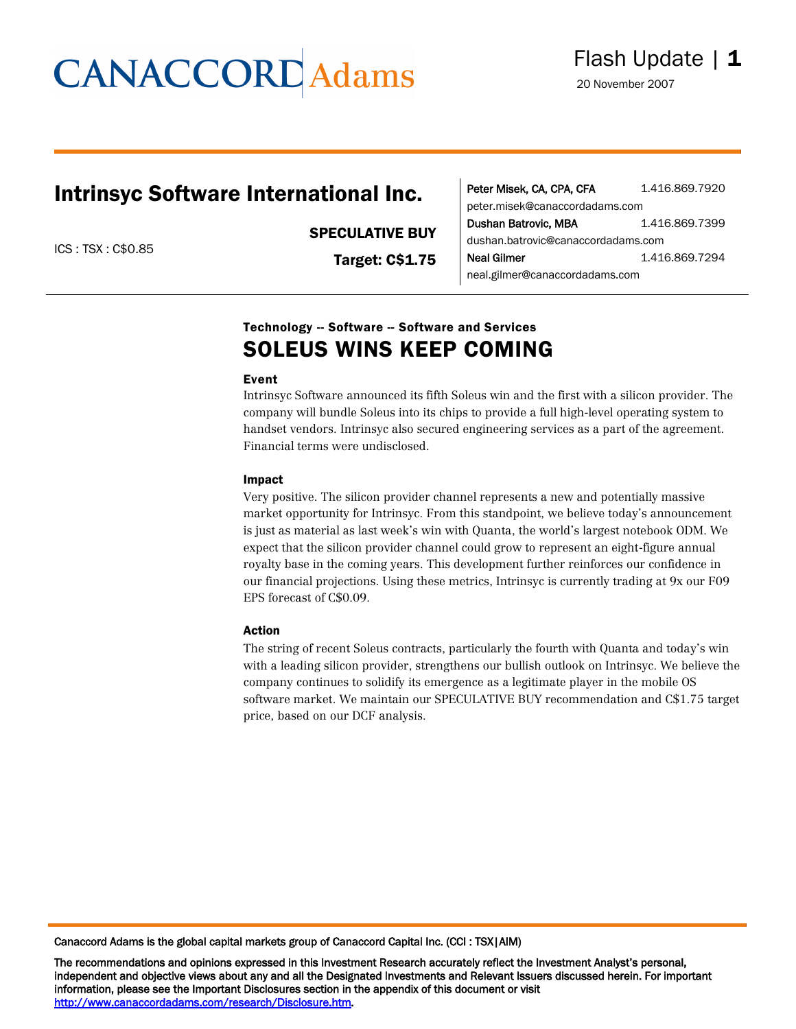CANACCORD Adams

Flash Update

20 November 2007

## Intrinsyc Software International Inc.

ICS : TSX : C$0.85

**SPECULATIVE BUY**

**Target: C$1.75**

**Peter Misek, CA, CPA, CFA** 1.416.869.7920
peter.misek@canaccordadams.com

**Dushan Batrovic, MBA** 1.416.869.7399
dushan.batrovic@canaccordadams.com

**Neal Gilmer** 1.416.869.7294
neal.gilmer@canaccordadams.com

**Technology -- Software -- Software and Services**

# SOLEUS WINS KEEP COMING

### Event

Intrinsyc Software announced its fifth Soleus win and the first with a silicon provider. The company will bundle Soleus into its chips to provide a full high-level operating system to handset vendors. Intrinsyc also secured engineering services as a part of the agreement. Financial terms were undisclosed.

### Impact

Very positive. The silicon provider channel represents a new and potentially massive market opportunity for Intrinsyc. From this standpoint, we believe today's announcement is just as material as last week's win with Quanta, the world's largest notebook ODM. We expect that the silicon provider channel could grow to represent an eight-figure annual royalty base in the coming years. This development further reinforces our confidence in our financial projections. Using these metrics, Intrinsyc is currently trading at 9x our F09 EPS forecast of C$0.09.

### Action

The string of recent Soleus contracts, particularly the fourth with Quanta and today's win with a leading silicon provider, strengthens our bullish outlook on Intrinsyc. We believe the company continues to solidify its emergence as a legitimate player in the mobile OS software market. We maintain our SPECULATIVE BUY recommendation and C$1.75 target price, based on our DCF analysis.

Canaccord Adams is the global capital markets group of Canaccord Capital Inc. (CCI : TSX|AIM)

The recommendations and opinions expressed in this Investment Research accurately reflect the Investment Analyst's personal, independent and objective views about any and all the Designated Investments and Relevant Issuers discussed herein. For important information, please see the Important Disclosures section in the appendix of this document or visit http://www.canaccordadams.com/research/Disclosure.htm.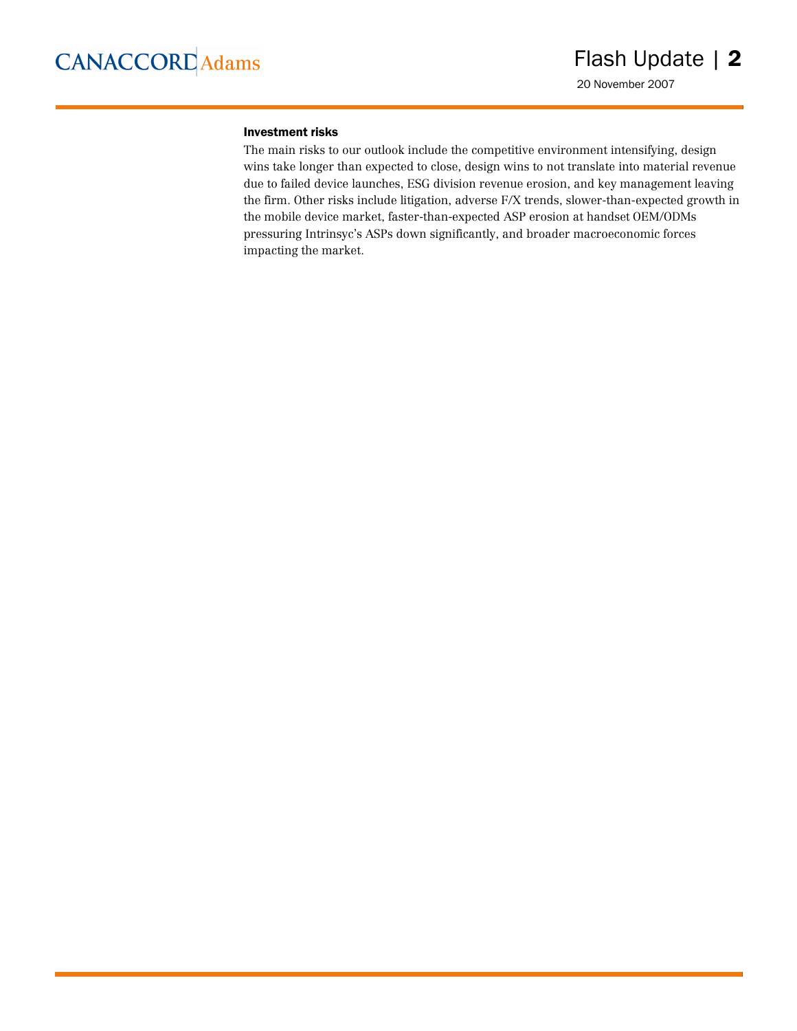### Investment risks

The main risks to our outlook include the competitive environment intensifying, design wins take longer than expected to close, design wins to not translate into material revenue due to failed device launches, ESG division revenue erosion, and key management leaving the firm. Other risks include litigation, adverse F/X trends, slower-than-expected growth in the mobile device market, faster-than-expected ASP erosion at handset OEM/ODMs pressuring Intrinsyc's ASPs down significantly, and broader macroeconomic forces impacting the market.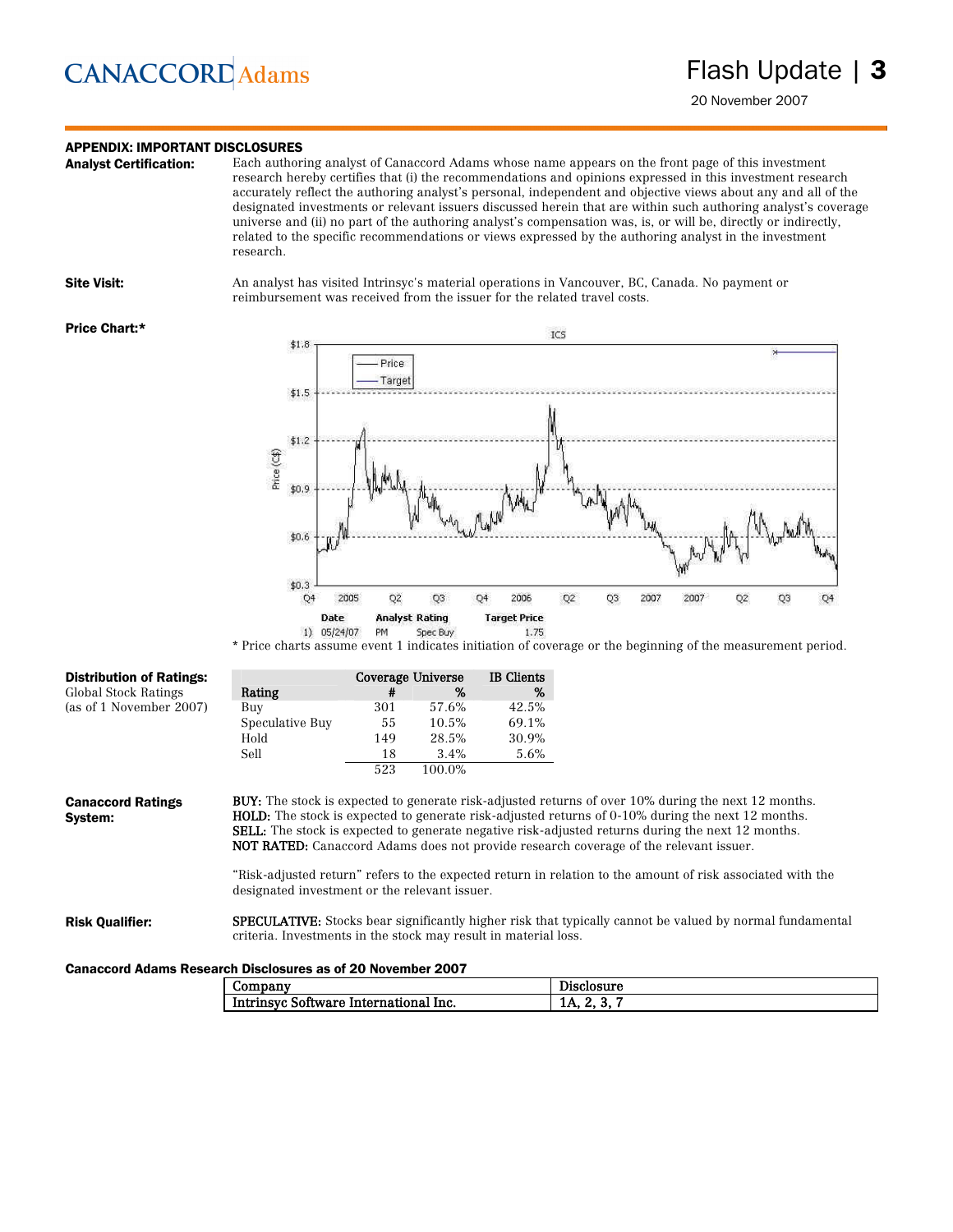## APPENDIX: IMPORTANT DISCLOSURES

**Analyst Certification:** Each authoring analyst of Canaccord Adams whose name appears on the front page of this investment research hereby certifies that (i) the recommendations and opinions expressed in this investment research accurately reflect the authoring analyst's personal, independent and objective views about any and all of the designated investments or relevant issuers discussed herein that are within such authoring analyst's coverage universe and (ii) no part of the authoring analyst's compensation was, is, or will be, directly or indirectly, related to the specific recommendations or views expressed by the authoring analyst in the investment research.

**Site Visit:** An analyst has visited Intrinsyc's material operations in Vancouver, BC, Canada. No payment or reimbursement was received from the issuer for the related travel costs.

**Price Chart:***

| | Date | Analyst | Rating | Target Price |
|---|---|---|---|---|
| 1) | 05/24/07 | PM | Spec Buy | 1.75 |

* Price charts assume event 1 indicates initiation of coverage or the beginning of the measurement period.

**Distribution of Ratings:**
Global Stock Ratings
(as of 1 November 2007)

| Rating | Coverage Universe # | % | IB Clients % |
|---|---|---|---|
| Buy | 301 | 57.6% | 42.5% |
| Speculative Buy | 55 | 10.5% | 69.1% |
| Hold | 149 | 28.5% | 30.9% |
| Sell | 18 | 3.4% | 5.6% |
| | 523 | 100.0% | |

**Canaccord Ratings System:**

**BUY:** The stock is expected to generate risk-adjusted returns of over 10% during the next 12 months.
**HOLD:** The stock is expected to generate risk-adjusted returns of 0-10% during the next 12 months.
**SELL:** The stock is expected to generate negative risk-adjusted returns during the next 12 months.
**NOT RATED:** Canaccord Adams does not provide research coverage of the relevant issuer.

"Risk-adjusted return" refers to the expected return in relation to the amount of risk associated with the designated investment or the relevant issuer.

**Risk Qualifier:**

**SPECULATIVE:** Stocks bear significantly higher risk that typically cannot be valued by normal fundamental criteria. Investments in the stock may result in material loss.

**Canaccord Adams Research Disclosures as of 20 November 2007**

| Company | Disclosure |
|---|---|
| Intrinsyc Software International Inc. | 1A, 2, 3, 7 |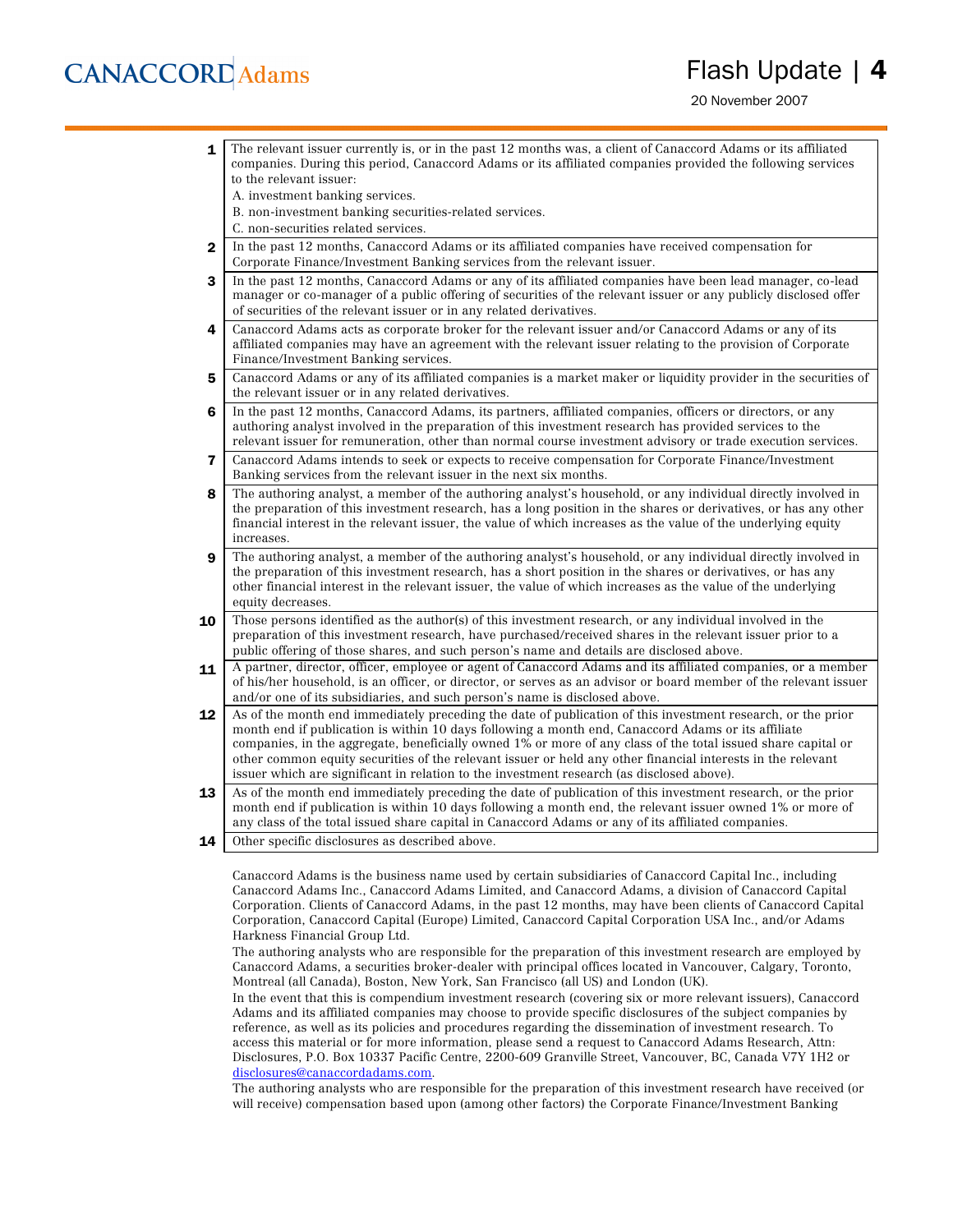| | |
|---|---|
| **1** | The relevant issuer currently is, or in the past 12 months was, a client of Canaccord Adams or its affiliated companies. During this period, Canaccord Adams or its affiliated companies provided the following services to the relevant issuer:<br>A. investment banking services.<br>B. non-investment banking securities-related services.<br>C. non-securities related services. |
| **2** | In the past 12 months, Canaccord Adams or its affiliated companies have received compensation for Corporate Finance/Investment Banking services from the relevant issuer. |
| **3** | In the past 12 months, Canaccord Adams or any of its affiliated companies have been lead manager, co-lead manager or co-manager of a public offering of securities of the relevant issuer or any publicly disclosed offer of securities of the relevant issuer or in any related derivatives. |
| **4** | Canaccord Adams acts as corporate broker for the relevant issuer and/or Canaccord Adams or any of its affiliated companies may have an agreement with the relevant issuer relating to the provision of Corporate Finance/Investment Banking services. |
| **5** | Canaccord Adams or any of its affiliated companies is a market maker or liquidity provider in the securities of the relevant issuer or in any related derivatives. |
| **6** | In the past 12 months, Canaccord Adams, its partners, affiliated companies, officers or directors, or any authoring analyst involved in the preparation of this investment research has provided services to the relevant issuer for remuneration, other than normal course investment advisory or trade execution services. |
| **7** | Canaccord Adams intends to seek or expects to receive compensation for Corporate Finance/Investment Banking services from the relevant issuer in the next six months. |
| **8** | The authoring analyst, a member of the authoring analyst's household, or any individual directly involved in the preparation of this investment research, has a long position in the shares or derivatives, or has any other financial interest in the relevant issuer, the value of which increases as the value of the underlying equity increases. |
| **9** | The authoring analyst, a member of the authoring analyst's household, or any individual directly involved in the preparation of this investment research, has a short position in the shares or derivatives, or has any other financial interest in the relevant issuer, the value of which increases as the value of the underlying equity decreases. |
| **10** | Those persons identified as the author(s) of this investment research, or any individual involved in the preparation of this investment research, have purchased/received shares in the relevant issuer prior to a public offering of those shares, and such person's name and details are disclosed above. |
| **11** | A partner, director, officer, employee or agent of Canaccord Adams and its affiliated companies, or a member of his/her household, is an officer, or director, or serves as an advisor or board member of the relevant issuer and/or one of its subsidiaries, and such person's name is disclosed above. |
| **12** | As of the month end immediately preceding the date of publication of this investment research, or the prior month end if publication is within 10 days following a month end, Canaccord Adams or its affiliate companies, in the aggregate, beneficially owned 1% or more of any class of the total issued share capital or other common equity securities of the relevant issuer or held any other financial interests in the relevant issuer which are significant in relation to the investment research (as disclosed above). |
| **13** | As of the month end immediately preceding the date of publication of this investment research, or the prior month end if publication is within 10 days following a month end, the relevant issuer owned 1% or more of any class of the total issued share capital in Canaccord Adams or any of its affiliated companies. |
| **14** | Other specific disclosures as described above. |

Canaccord Adams is the business name used by certain subsidiaries of Canaccord Capital Inc., including Canaccord Adams Inc., Canaccord Adams Limited, and Canaccord Adams, a division of Canaccord Capital Corporation. Clients of Canaccord Adams, in the past 12 months, may have been clients of Canaccord Capital Corporation, Canaccord Capital (Europe) Limited, Canaccord Capital Corporation USA Inc., and/or Adams Harkness Financial Group Ltd.

The authoring analysts who are responsible for the preparation of this investment research are employed by Canaccord Adams, a securities broker-dealer with principal offices located in Vancouver, Calgary, Toronto, Montreal (all Canada), Boston, New York, San Francisco (all US) and London (UK).

In the event that this is compendium investment research (covering six or more relevant issuers), Canaccord Adams and its affiliated companies may choose to provide specific disclosures of the subject companies by reference, as well as its policies and procedures regarding the dissemination of investment research. To access this material or for more information, please send a request to Canaccord Adams Research, Attn: Disclosures, P.O. Box 10337 Pacific Centre, 2200-609 Granville Street, Vancouver, BC, Canada V7Y 1H2 or disclosures@canaccordadams.com.

The authoring analysts who are responsible for the preparation of this investment research have received (or will receive) compensation based upon (among other factors) the Corporate Finance/Investment Banking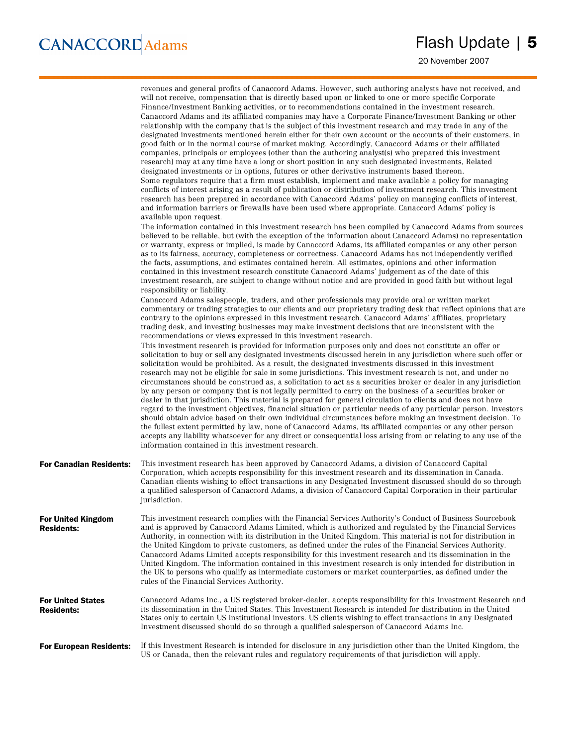revenues and general profits of Canaccord Adams. However, such authoring analysts have not received, and will not receive, compensation that is directly based upon or linked to one or more specific Corporate Finance/Investment Banking activities, or to recommendations contained in the investment research.

Canaccord Adams and its affiliated companies may have a Corporate Finance/Investment Banking or other relationship with the company that is the subject of this investment research and may trade in any of the designated investments mentioned herein either for their own account or the accounts of their customers, in good faith or in the normal course of market making. Accordingly, Canaccord Adams or their affiliated companies, principals or employees (other than the authoring analyst(s) who prepared this investment research) may at any time have a long or short position in any such designated investments, Related designated investments or in options, futures or other derivative instruments based thereon.

Some regulators require that a firm must establish, implement and make available a policy for managing conflicts of interest arising as a result of publication or distribution of investment research. This investment research has been prepared in accordance with Canaccord Adams' policy on managing conflicts of interest, and information barriers or firewalls have been used where appropriate. Canaccord Adams' policy is available upon request.

The information contained in this investment research has been compiled by Canaccord Adams from sources believed to be reliable, but (with the exception of the information about Canaccord Adams) no representation or warranty, express or implied, is made by Canaccord Adams, its affiliated companies or any other person as to its fairness, accuracy, completeness or correctness. Canaccord Adams has not independently verified the facts, assumptions, and estimates contained herein. All estimates, opinions and other information contained in this investment research constitute Canaccord Adams' judgement as of the date of this investment research, are subject to change without notice and are provided in good faith but without legal responsibility or liability.

Canaccord Adams salespeople, traders, and other professionals may provide oral or written market commentary or trading strategies to our clients and our proprietary trading desk that reflect opinions that are contrary to the opinions expressed in this investment research. Canaccord Adams' affiliates, proprietary trading desk, and investing businesses may make investment decisions that are inconsistent with the recommendations or views expressed in this investment research.

This investment research is provided for information purposes only and does not constitute an offer or solicitation to buy or sell any designated investments discussed herein in any jurisdiction where such offer or solicitation would be prohibited. As a result, the designated investments discussed in this investment research may not be eligible for sale in some jurisdictions. This investment research is not, and under no circumstances should be construed as, a solicitation to act as a securities broker or dealer in any jurisdiction by any person or company that is not legally permitted to carry on the business of a securities broker or dealer in that jurisdiction. This material is prepared for general circulation to clients and does not have regard to the investment objectives, financial situation or particular needs of any particular person. Investors should obtain advice based on their own individual circumstances before making an investment decision. To the fullest extent permitted by law, none of Canaccord Adams, its affiliated companies or any other person accepts any liability whatsoever for any direct or consequential loss arising from or relating to any use of the information contained in this investment research.

**For Canadian Residents:** This investment research has been approved by Canaccord Adams, a division of Canaccord Capital Corporation, which accepts responsibility for this investment research and its dissemination in Canada. Canadian clients wishing to effect transactions in any Designated Investment discussed should do so through a qualified salesperson of Canaccord Adams, a division of Canaccord Capital Corporation in their particular jurisdiction.

**For United Kingdom Residents:** This investment research complies with the Financial Services Authority's Conduct of Business Sourcebook and is approved by Canaccord Adams Limited, which is authorized and regulated by the Financial Services Authority, in connection with its distribution in the United Kingdom. This material is not for distribution in the United Kingdom to private customers, as defined under the rules of the Financial Services Authority. Canaccord Adams Limited accepts responsibility for this investment research and its dissemination in the United Kingdom. The information contained in this investment research is only intended for distribution in the UK to persons who qualify as intermediate customers or market counterparties, as defined under the rules of the Financial Services Authority.

**For United States Residents:** Canaccord Adams Inc., a US registered broker-dealer, accepts responsibility for this Investment Research and its dissemination in the United States. This Investment Research is intended for distribution in the United States only to certain US institutional investors. US clients wishing to effect transactions in any Designated Investment discussed should do so through a qualified salesperson of Canaccord Adams Inc.

**For European Residents:** If this Investment Research is intended for disclosure in any jurisdiction other than the United Kingdom, the US or Canada, then the relevant rules and regulatory requirements of that jurisdiction will apply.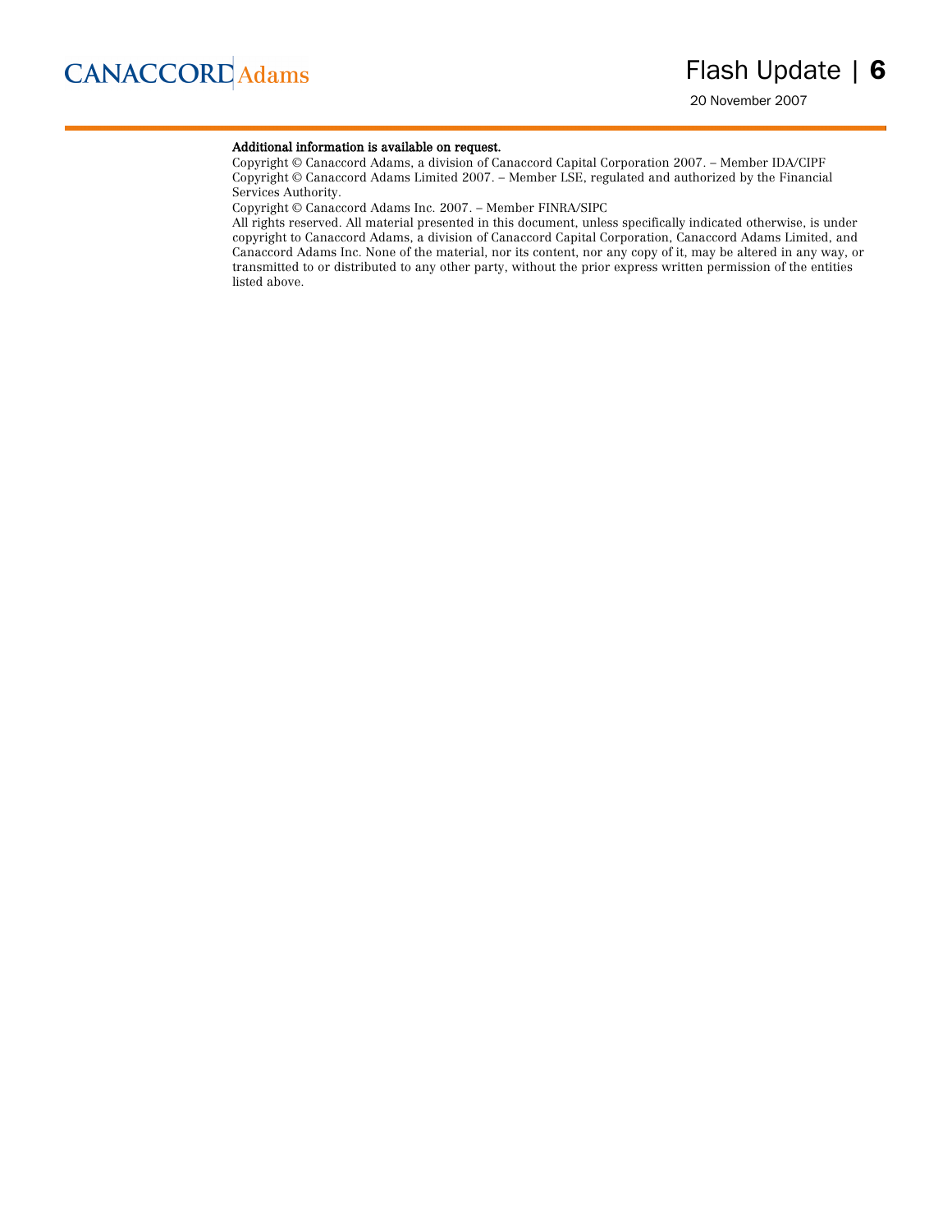**Additional information is available on request.**

Copyright © Canaccord Adams, a division of Canaccord Capital Corporation 2007. – Member IDA/CIPF
Copyright © Canaccord Adams Limited 2007. – Member LSE, regulated and authorized by the Financial Services Authority.
Copyright © Canaccord Adams Inc. 2007. – Member FINRA/SIPC
All rights reserved. All material presented in this document, unless specifically indicated otherwise, is under copyright to Canaccord Adams, a division of Canaccord Capital Corporation, Canaccord Adams Limited, and Canaccord Adams Inc. None of the material, nor its content, nor any copy of it, may be altered in any way, or transmitted to or distributed to any other party, without the prior express written permission of the entities listed above.